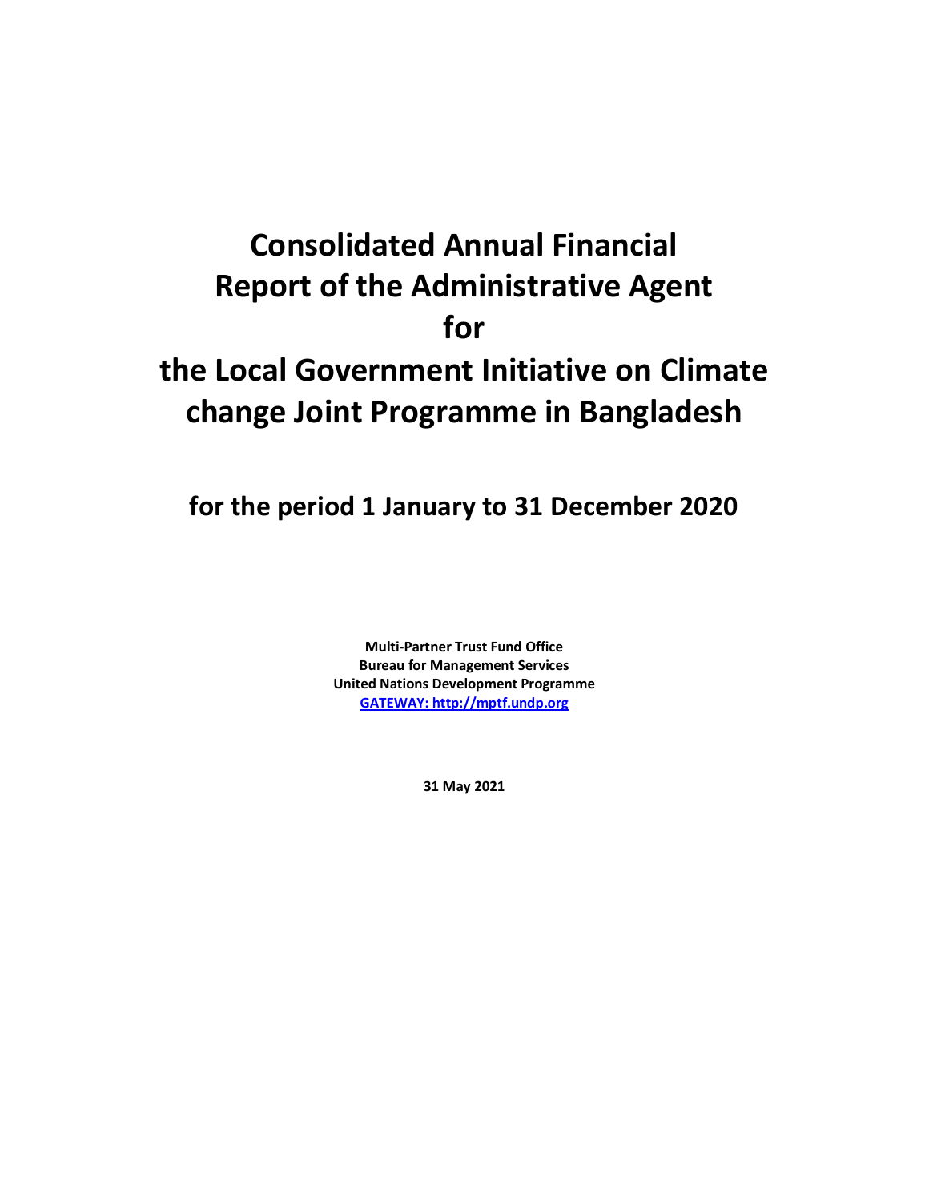# Consolidated Annual Financial Report of the Administrative Agent for the Local Government Initiative on Climate change Joint Programme in Bangladesh

## for the period 1 January to 31 December 2020

**Multi-Partner Trust Fund Office**
**Bureau for Management Services**
**United Nations Development Programme**
**GATEWAY: http://mptf.undp.org**

**31 May 2021**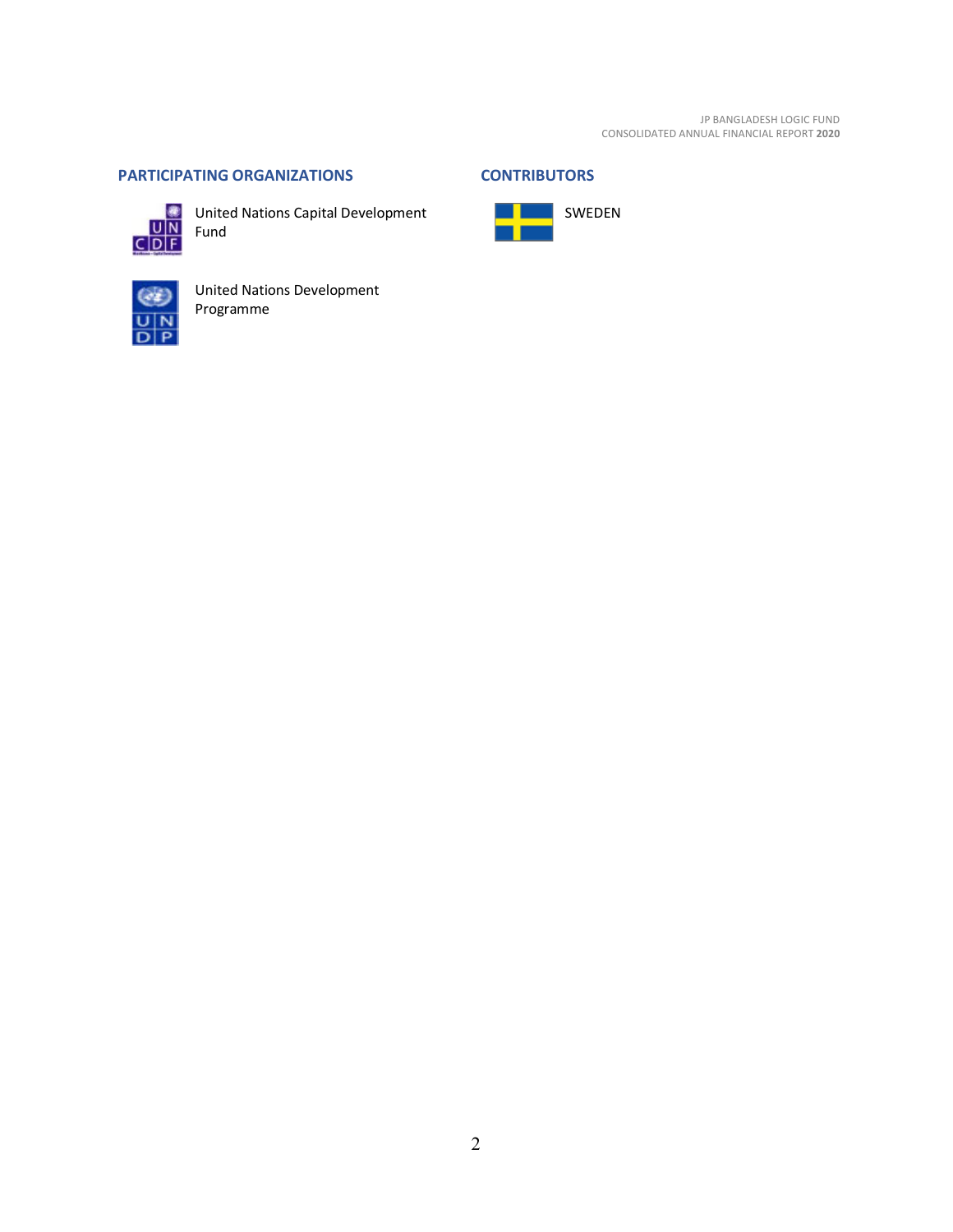## PARTICIPATING ORGANIZATIONS

United Nations Capital Development Fund

United Nations Development Programme

## CONTRIBUTORS

SWEDEN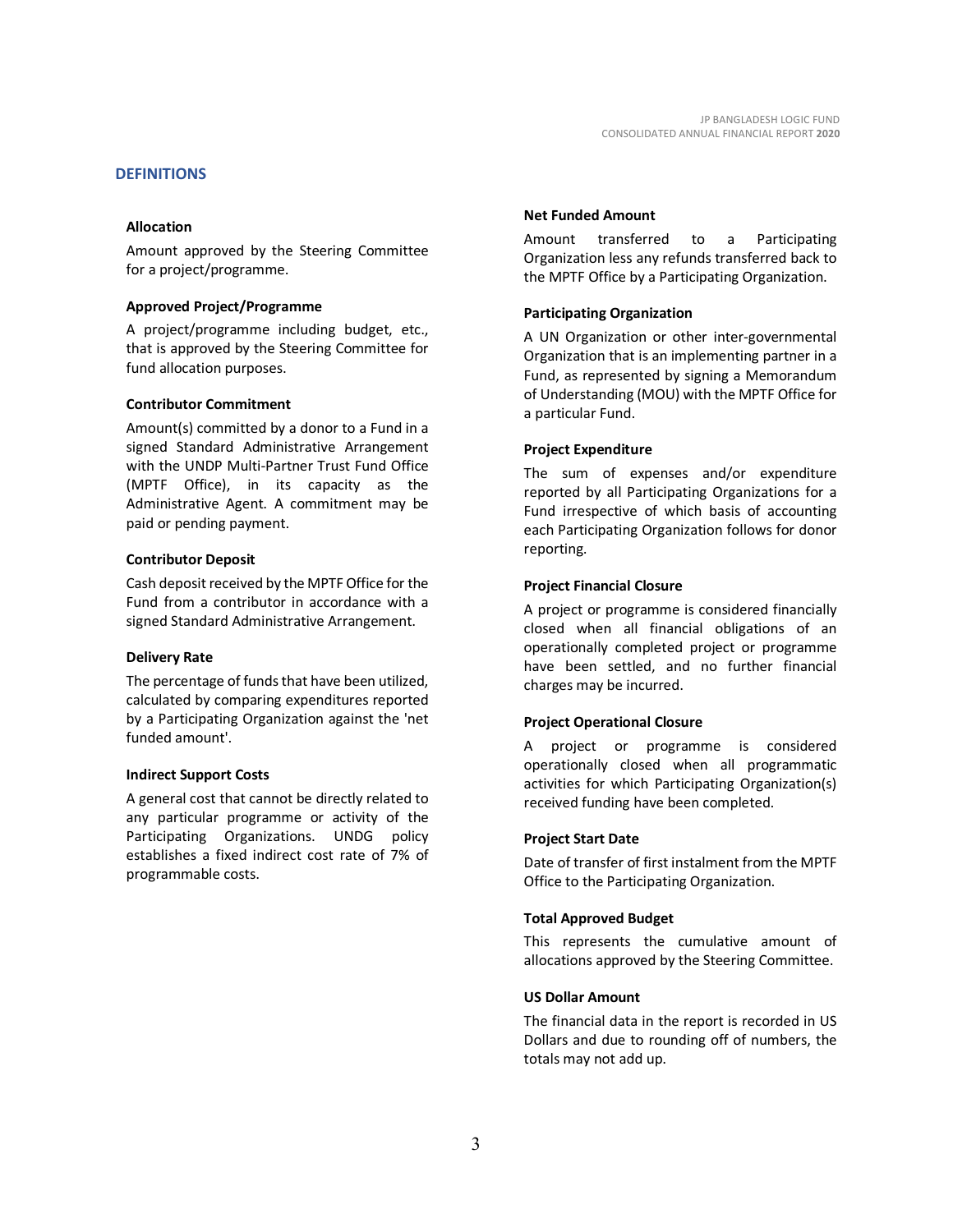## DEFINITIONS

### Allocation

Amount approved by the Steering Committee for a project/programme.

### Approved Project/Programme

A project/programme including budget, etc., that is approved by the Steering Committee for fund allocation purposes.

### Contributor Commitment

Amount(s) committed by a donor to a Fund in a signed Standard Administrative Arrangement with the UNDP Multi-Partner Trust Fund Office (MPTF Office), in its capacity as the Administrative Agent. A commitment may be paid or pending payment.

### Contributor Deposit

Cash deposit received by the MPTF Office for the Fund from a contributor in accordance with a signed Standard Administrative Arrangement.

### Delivery Rate

The percentage of funds that have been utilized, calculated by comparing expenditures reported by a Participating Organization against the 'net funded amount'.

### Indirect Support Costs

A general cost that cannot be directly related to any particular programme or activity of the Participating Organizations. UNDG policy establishes a fixed indirect cost rate of 7% of programmable costs.

### Net Funded Amount

Amount transferred to a Participating Organization less any refunds transferred back to the MPTF Office by a Participating Organization.

### Participating Organization

A UN Organization or other inter-governmental Organization that is an implementing partner in a Fund, as represented by signing a Memorandum of Understanding (MOU) with the MPTF Office for a particular Fund.

### Project Expenditure

The sum of expenses and/or expenditure reported by all Participating Organizations for a Fund irrespective of which basis of accounting each Participating Organization follows for donor reporting.

### Project Financial Closure

A project or programme is considered financially closed when all financial obligations of an operationally completed project or programme have been settled, and no further financial charges may be incurred.

### Project Operational Closure

A project or programme is considered operationally closed when all programmatic activities for which Participating Organization(s) received funding have been completed.

### Project Start Date

Date of transfer of first instalment from the MPTF Office to the Participating Organization.

### Total Approved Budget

This represents the cumulative amount of allocations approved by the Steering Committee.

### US Dollar Amount

The financial data in the report is recorded in US Dollars and due to rounding off of numbers, the totals may not add up.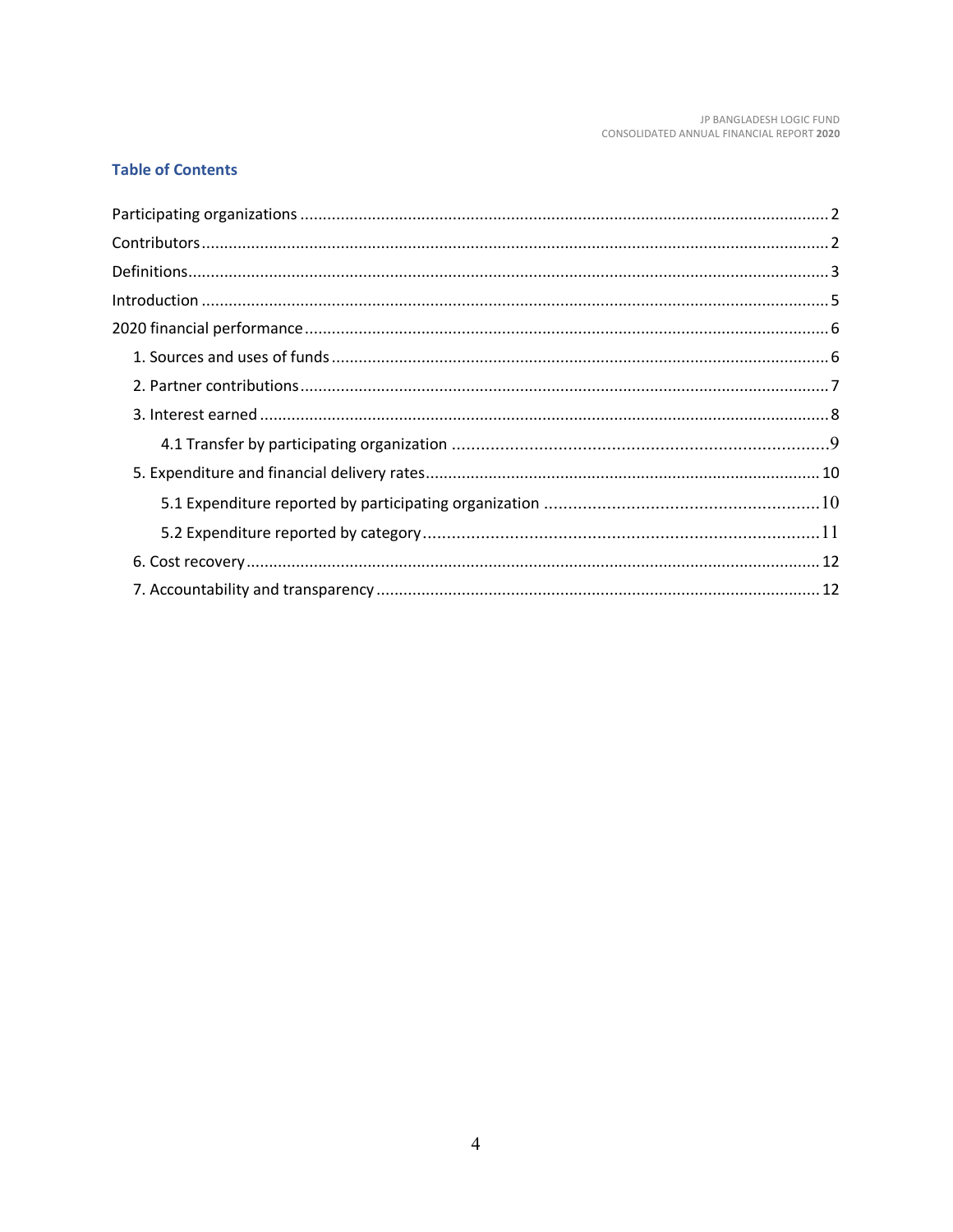## Table of Contents

Participating organizations ..................................................... 2

Contributors ..................................................... 2

Definitions ..................................................... 3

Introduction ..................................................... 5

2020 financial performance ..................................................... 6

- 1. Sources and uses of funds ..................................................... 6
- 2. Partner contributions ..................................................... 7
- 3. Interest earned ..................................................... 8
  - 4.1 Transfer by participating organization ..................................................... 9
- 5. Expenditure and financial delivery rates ..................................................... 10
  - 5.1 Expenditure reported by participating organization ..................................................... 10
  - 5.2 Expenditure reported by category ..................................................... 11
- 6. Cost recovery ..................................................... 12
- 7. Accountability and transparency ..................................................... 12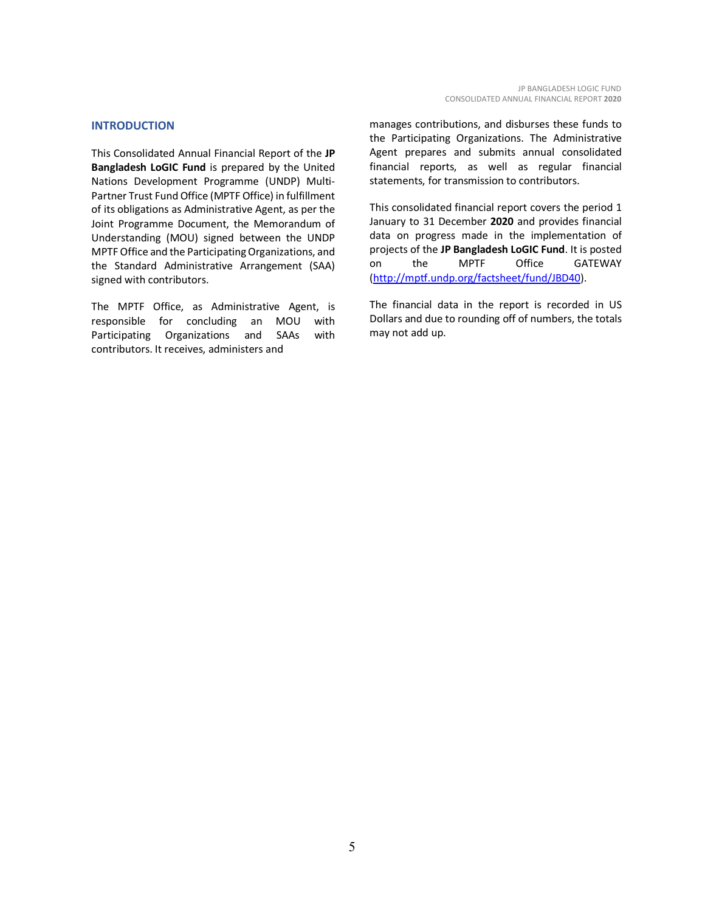## INTRODUCTION

This Consolidated Annual Financial Report of the **JP Bangladesh LoGIC Fund** is prepared by the United Nations Development Programme (UNDP) Multi-Partner Trust Fund Office (MPTF Office) in fulfillment of its obligations as Administrative Agent, as per the Joint Programme Document, the Memorandum of Understanding (MOU) signed between the UNDP MPTF Office and the Participating Organizations, and the Standard Administrative Arrangement (SAA) signed with contributors.

The MPTF Office, as Administrative Agent, is responsible for concluding an MOU with Participating Organizations and SAAs with contributors. It receives, administers and manages contributions, and disburses these funds to the Participating Organizations. The Administrative Agent prepares and submits annual consolidated financial reports, as well as regular financial statements, for transmission to contributors.

This consolidated financial report covers the period 1 January to 31 December **2020** and provides financial data on progress made in the implementation of projects of the **JP Bangladesh LoGIC Fund**. It is posted on the MPTF Office GATEWAY (http://mptf.undp.org/factsheet/fund/JBD40).

The financial data in the report is recorded in US Dollars and due to rounding off of numbers, the totals may not add up.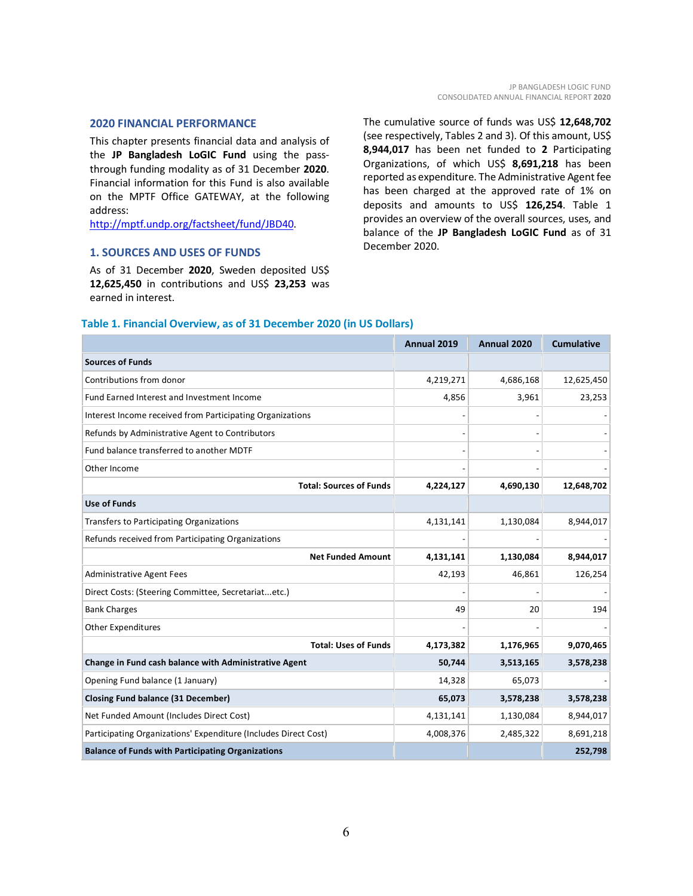## 2020 FINANCIAL PERFORMANCE

This chapter presents financial data and analysis of the **JP Bangladesh LoGIC Fund** using the pass-through funding modality as of 31 December **2020**. Financial information for this Fund is also available on the MPTF Office GATEWAY, at the following address: [http://mptf.undp.org/factsheet/fund/JBD40](http://mptf.undp.org/factsheet/fund/JBD40).

## 1. SOURCES AND USES OF FUNDS

As of 31 December **2020**, Sweden deposited US$ **12,625,450** in contributions and US$ **23,253** was earned in interest.

The cumulative source of funds was US$ **12,648,702** (see respectively, Tables 2 and 3). Of this amount, US$ **8,944,017** has been net funded to **2** Participating Organizations, of which US$ **8,691,218** has been reported as expenditure. The Administrative Agent fee has been charged at the approved rate of 1% on deposits and amounts to US$ **126,254**. Table 1 provides an overview of the overall sources, uses, and balance of the **JP Bangladesh LoGIC Fund** as of 31 December 2020.

### Table 1. Financial Overview, as of 31 December 2020 (in US Dollars)

| | Annual 2019 | Annual 2020 | Cumulative |
|---|---|---|---|
| **Sources of Funds** | | | |
| Contributions from donor | 4,219,271 | 4,686,168 | 12,625,450 |
| Fund Earned Interest and Investment Income | 4,856 | 3,961 | 23,253 |
| Interest Income received from Participating Organizations | - | - | - |
| Refunds by Administrative Agent to Contributors | - | - | - |
| Fund balance transferred to another MDTF | - | - | - |
| Other Income | - | - | - |
| **Total: Sources of Funds** | **4,224,127** | **4,690,130** | **12,648,702** |
| **Use of Funds** | | | |
| Transfers to Participating Organizations | 4,131,141 | 1,130,084 | 8,944,017 |
| Refunds received from Participating Organizations | - | - | - |
| **Net Funded Amount** | **4,131,141** | **1,130,084** | **8,944,017** |
| Administrative Agent Fees | 42,193 | 46,861 | 126,254 |
| Direct Costs: (Steering Committee, Secretariat...etc.) | - | - | - |
| Bank Charges | 49 | 20 | 194 |
| Other Expenditures | - | - | - |
| **Total: Uses of Funds** | **4,173,382** | **1,176,965** | **9,070,465** |
| **Change in Fund cash balance with Administrative Agent** | **50,744** | **3,513,165** | **3,578,238** |
| Opening Fund balance (1 January) | 14,328 | 65,073 | - |
| **Closing Fund balance (31 December)** | **65,073** | **3,578,238** | **3,578,238** |
| Net Funded Amount (Includes Direct Cost) | 4,131,141 | 1,130,084 | 8,944,017 |
| Participating Organizations' Expenditure (Includes Direct Cost) | 4,008,376 | 2,485,322 | 8,691,218 |
| **Balance of Funds with Participating Organizations** | | | **252,798** |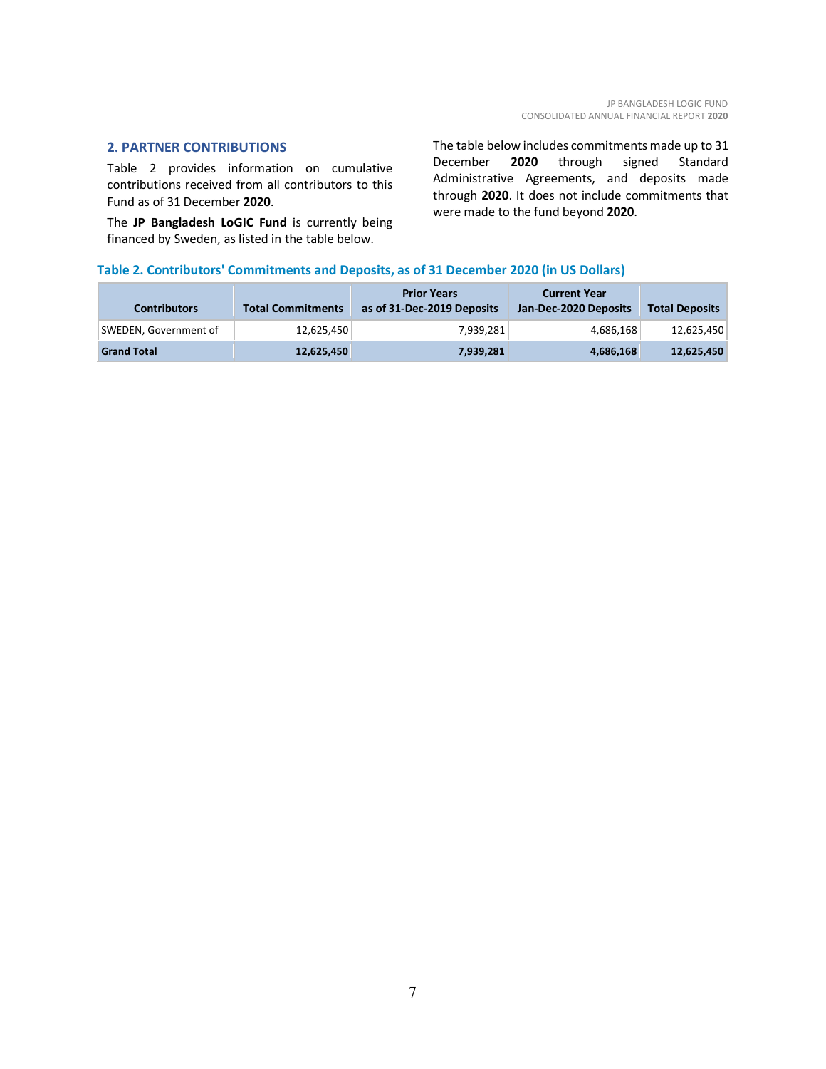## 2. PARTNER CONTRIBUTIONS

Table 2 provides information on cumulative contributions received from all contributors to this Fund as of 31 December **2020**.

The **JP Bangladesh LoGIC Fund** is currently being financed by Sweden, as listed in the table below.

The table below includes commitments made up to 31 December **2020** through signed Standard Administrative Agreements, and deposits made through **2020**. It does not include commitments that were made to the fund beyond **2020**.

**Table 2. Contributors' Commitments and Deposits, as of 31 December 2020 (in US Dollars)**

| Contributors | Total Commitments | Prior Years as of 31-Dec-2019 Deposits | Current Year Jan-Dec-2020 Deposits | Total Deposits |
|---|---|---|---|---|
| SWEDEN, Government of | 12,625,450 | 7,939,281 | 4,686,168 | 12,625,450 |
| **Grand Total** | **12,625,450** | **7,939,281** | **4,686,168** | **12,625,450** |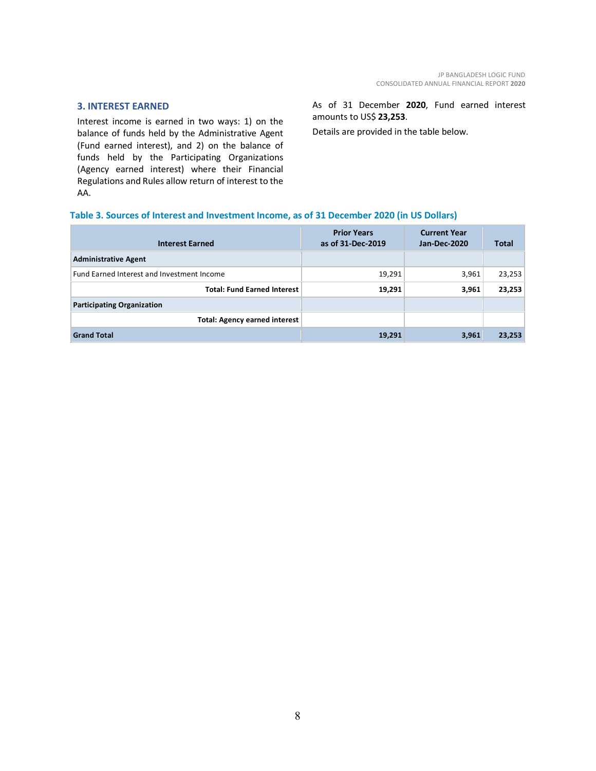## 3. INTEREST EARNED

Interest income is earned in two ways: 1) on the balance of funds held by the Administrative Agent (Fund earned interest), and 2) on the balance of funds held by the Participating Organizations (Agency earned interest) where their Financial Regulations and Rules allow return of interest to the AA.

As of 31 December **2020**, Fund earned interest amounts to US$ **23,253**.

Details are provided in the table below.

**Table 3. Sources of Interest and Investment Income, as of 31 December 2020 (in US Dollars)**

| Interest Earned | Prior Years as of 31-Dec-2019 | Current Year Jan-Dec-2020 | Total |
|---|---|---|---|
| **Administrative Agent** | | | |
| Fund Earned Interest and Investment Income | 19,291 | 3,961 | 23,253 |
| **Total: Fund Earned Interest** | **19,291** | **3,961** | **23,253** |
| **Participating Organization** | | | |
| **Total: Agency earned interest** | | | |
| **Grand Total** | **19,291** | **3,961** | **23,253** |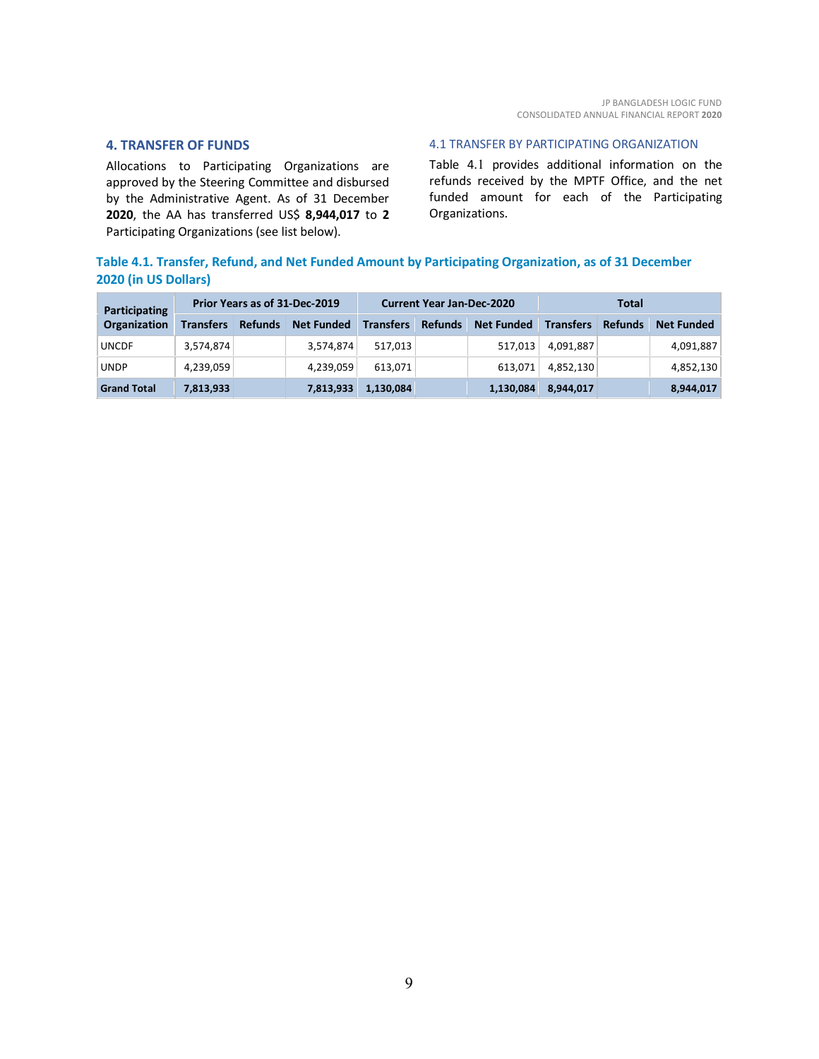## 4. TRANSFER OF FUNDS

Allocations to Participating Organizations are approved by the Steering Committee and disbursed by the Administrative Agent. As of 31 December **2020**, the AA has transferred US$ **8,944,017** to **2** Participating Organizations (see list below).

### 4.1 TRANSFER BY PARTICIPATING ORGANIZATION

Table 4.1 provides additional information on the refunds received by the MPTF Office, and the net funded amount for each of the Participating Organizations.

**Table 4.1. Transfer, Refund, and Net Funded Amount by Participating Organization, as of 31 December 2020 (in US Dollars)**

| Participating Organization | Prior Years as of 31-Dec-2019 | | | Current Year Jan-Dec-2020 | | | Total | | |
|---|---|---|---|---|---|---|---|---|---|
| | Transfers | Refunds | Net Funded | Transfers | Refunds | Net Funded | Transfers | Refunds | Net Funded |
| UNCDF | 3,574,874 | | 3,574,874 | 517,013 | | 517,013 | 4,091,887 | | 4,091,887 |
| UNDP | 4,239,059 | | 4,239,059 | 613,071 | | 613,071 | 4,852,130 | | 4,852,130 |
| **Grand Total** | **7,813,933** | | **7,813,933** | **1,130,084** | | **1,130,084** | **8,944,017** | | **8,944,017** |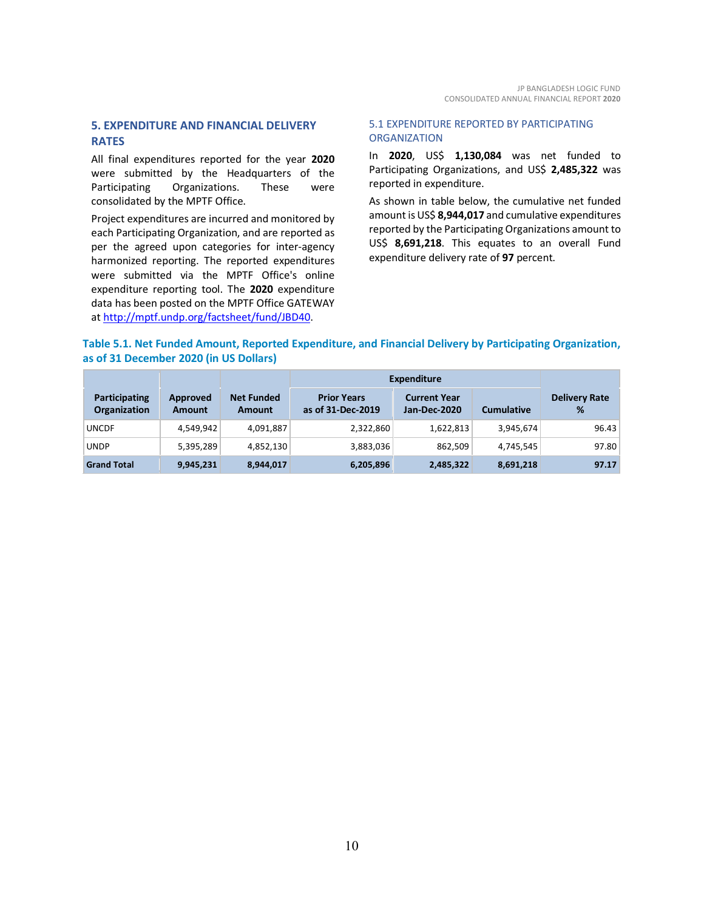## 5. EXPENDITURE AND FINANCIAL DELIVERY RATES

All final expenditures reported for the year **2020** were submitted by the Headquarters of the Participating Organizations. These were consolidated by the MPTF Office.

Project expenditures are incurred and monitored by each Participating Organization, and are reported as per the agreed upon categories for inter-agency harmonized reporting. The reported expenditures were submitted via the MPTF Office's online expenditure reporting tool. The **2020** expenditure data has been posted on the MPTF Office GATEWAY at http://mptf.undp.org/factsheet/fund/JBD40.

### 5.1 EXPENDITURE REPORTED BY PARTICIPATING ORGANIZATION

In **2020**, US$ **1,130,084** was net funded to Participating Organizations, and US$ **2,485,322** was reported in expenditure.

As shown in table below, the cumulative net funded amount is US$ **8,944,017** and cumulative expenditures reported by the Participating Organizations amount to US$ **8,691,218**. This equates to an overall Fund expenditure delivery rate of **97** percent.

**Table 5.1. Net Funded Amount, Reported Expenditure, and Financial Delivery by Participating Organization, as of 31 December 2020 (in US Dollars)**

| Participating Organization | Approved Amount | Net Funded Amount | Expenditure | | | Delivery Rate % |
|---|---|---|---|---|---|---|
| | | | Prior Years as of 31-Dec-2019 | Current Year Jan-Dec-2020 | Cumulative | |
| UNCDF | 4,549,942 | 4,091,887 | 2,322,860 | 1,622,813 | 3,945,674 | 96.43 |
| UNDP | 5,395,289 | 4,852,130 | 3,883,036 | 862,509 | 4,745,545 | 97.80 |
| **Grand Total** | **9,945,231** | **8,944,017** | **6,205,896** | **2,485,322** | **8,691,218** | **97.17** |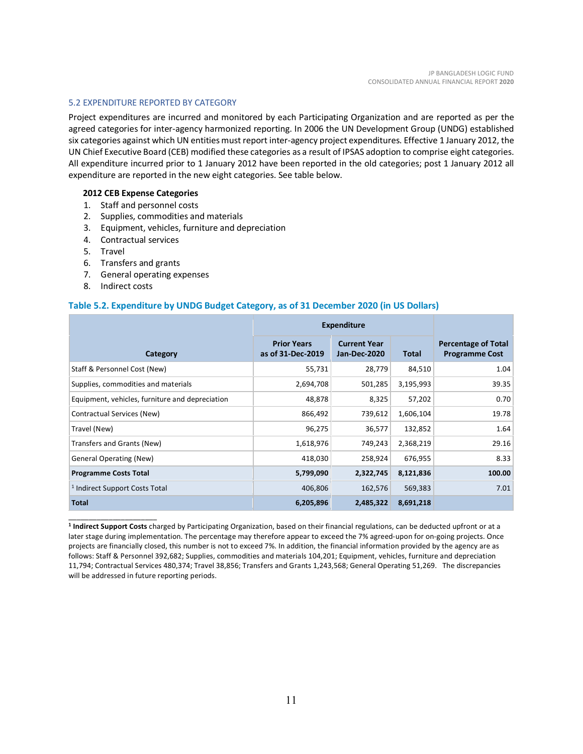### 5.2 EXPENDITURE REPORTED BY CATEGORY

Project expenditures are incurred and monitored by each Participating Organization and are reported as per the agreed categories for inter-agency harmonized reporting. In 2006 the UN Development Group (UNDG) established six categories against which UN entities must report inter-agency project expenditures. Effective 1 January 2012, the UN Chief Executive Board (CEB) modified these categories as a result of IPSAS adoption to comprise eight categories. All expenditure incurred prior to 1 January 2012 have been reported in the old categories; post 1 January 2012 all expenditure are reported in the new eight categories. See table below.

**2012 CEB Expense Categories**

1. Staff and personnel costs
2. Supplies, commodities and materials
3. Equipment, vehicles, furniture and depreciation
4. Contractual services
5. Travel
6. Transfers and grants
7. General operating expenses
8. Indirect costs

**Table 5.2. Expenditure by UNDG Budget Category, as of 31 December 2020 (in US Dollars)**

| Category | Expenditure | | | Percentage of Total Programme Cost |
|---|---|---|---|---|
| | Prior Years as of 31-Dec-2019 | Current Year Jan-Dec-2020 | Total | |
| Staff & Personnel Cost (New) | 55,731 | 28,779 | 84,510 | 1.04 |
| Supplies, commodities and materials | 2,694,708 | 501,285 | 3,195,993 | 39.35 |
| Equipment, vehicles, furniture and depreciation | 48,878 | 8,325 | 57,202 | 0.70 |
| Contractual Services (New) | 866,492 | 739,612 | 1,606,104 | 19.78 |
| Travel (New) | 96,275 | 36,577 | 132,852 | 1.64 |
| Transfers and Grants (New) | 1,618,976 | 749,243 | 2,368,219 | 29.16 |
| General Operating (New) | 418,030 | 258,924 | 676,955 | 8.33 |
| **Programme Costs Total** | **5,799,090** | **2,322,745** | **8,121,836** | **100.00** |
| [1] Indirect Support Costs Total | 406,806 | 162,576 | 569,383 | 7.01 |
| **Total** | **6,205,896** | **2,485,322** | **8,691,218** | |

[1] **Indirect Support Costs** charged by Participating Organization, based on their financial regulations, can be deducted upfront or at a later stage during implementation. The percentage may therefore appear to exceed the 7% agreed-upon for on-going projects. Once projects are financially closed, this number is not to exceed 7%. In addition, the financial information provided by the agency are as follows: Staff & Personnel 392,682; Supplies, commodities and materials 104,201; Equipment, vehicles, furniture and depreciation 11,794; Contractual Services 480,374; Travel 38,856; Transfers and Grants 1,243,568; General Operating 51,269. The discrepancies will be addressed in future reporting periods.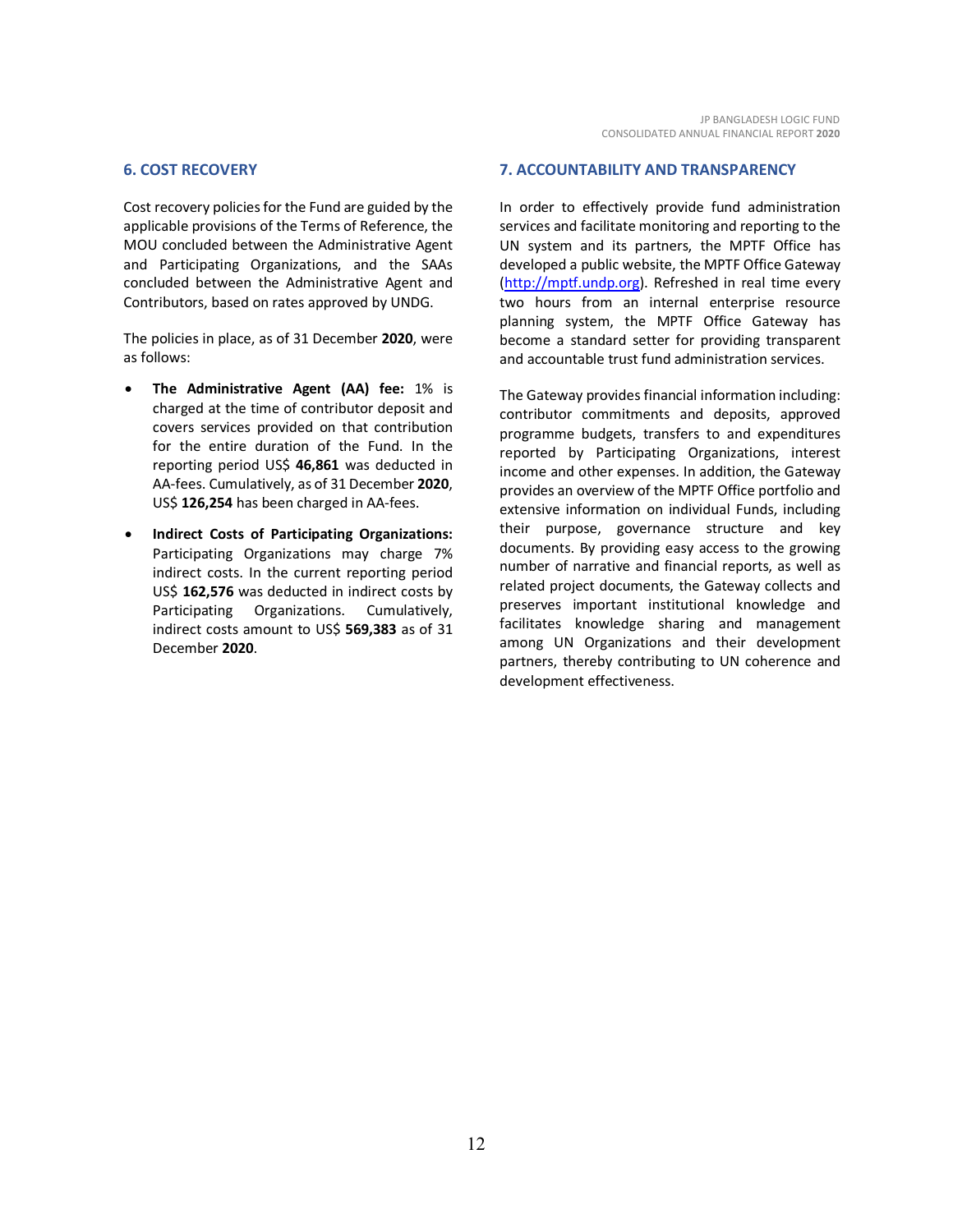## 6. COST RECOVERY

Cost recovery policies for the Fund are guided by the applicable provisions of the Terms of Reference, the MOU concluded between the Administrative Agent and Participating Organizations, and the SAAs concluded between the Administrative Agent and Contributors, based on rates approved by UNDG.

The policies in place, as of 31 December **2020**, were as follows:

- **The Administrative Agent (AA) fee:** 1% is charged at the time of contributor deposit and covers services provided on that contribution for the entire duration of the Fund. In the reporting period US$ **46,861** was deducted in AA-fees. Cumulatively, as of 31 December **2020**, US$ **126,254** has been charged in AA-fees.
- **Indirect Costs of Participating Organizations:** Participating Organizations may charge 7% indirect costs. In the current reporting period US$ **162,576** was deducted in indirect costs by Participating Organizations. Cumulatively, indirect costs amount to US$ **569,383** as of 31 December **2020**.

## 7. ACCOUNTABILITY AND TRANSPARENCY

In order to effectively provide fund administration services and facilitate monitoring and reporting to the UN system and its partners, the MPTF Office has developed a public website, the MPTF Office Gateway (http://mptf.undp.org). Refreshed in real time every two hours from an internal enterprise resource planning system, the MPTF Office Gateway has become a standard setter for providing transparent and accountable trust fund administration services.

The Gateway provides financial information including: contributor commitments and deposits, approved programme budgets, transfers to and expenditures reported by Participating Organizations, interest income and other expenses. In addition, the Gateway provides an overview of the MPTF Office portfolio and extensive information on individual Funds, including their purpose, governance structure and key documents. By providing easy access to the growing number of narrative and financial reports, as well as related project documents, the Gateway collects and preserves important institutional knowledge and facilitates knowledge sharing and management among UN Organizations and their development partners, thereby contributing to UN coherence and development effectiveness.